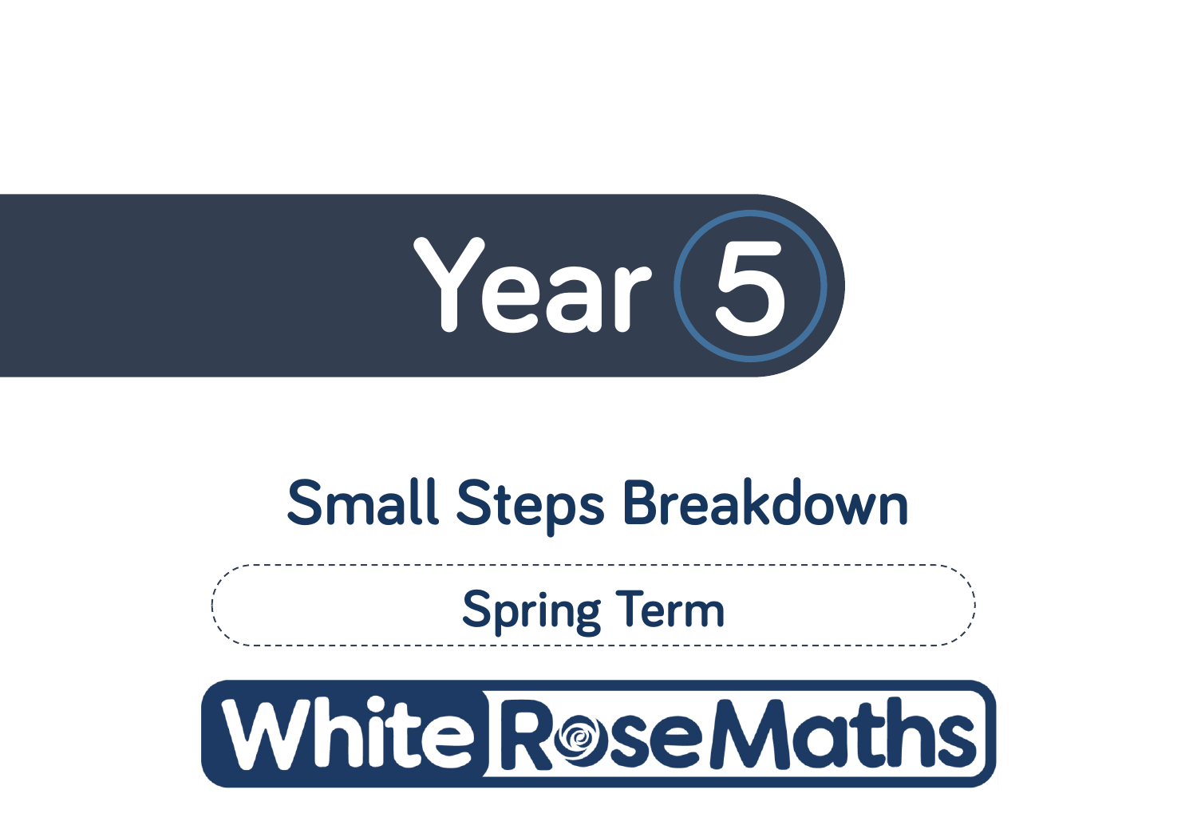# Year 5

## Small Steps Breakdown

### Spring Term

White Rose Maths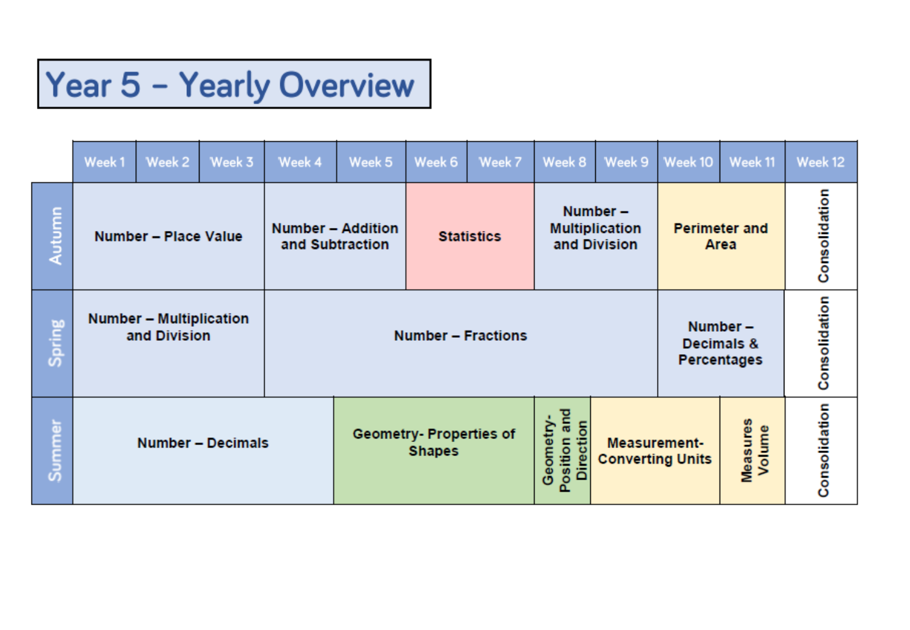# Year 5 – Yearly Overview

| | Week 1 | Week 2 | Week 3 | Week 4 | Week 5 | Week 6 | Week 7 | Week 8 | Week 9 | Week 10 | Week 11 | Week 12 |
|---|---|---|---|---|---|---|---|---|---|---|---|---|
| **Autumn** | Number – Place Value | | | Number – Addition and Subtraction | | Statistics | | Number – Multiplication and Division | | Perimeter and Area | | Consolidation |
| **Spring** | Number – Multiplication and Division | | | Number – Fractions | | | | | | Number – Decimals & Percentages | | Consolidation |
| **Summer** | Number – Decimals | | | | Geometry- Properties of Shapes | | | Geometry- Position and Direction | Measurement- Converting Units | | Measures Volume | Consolidation |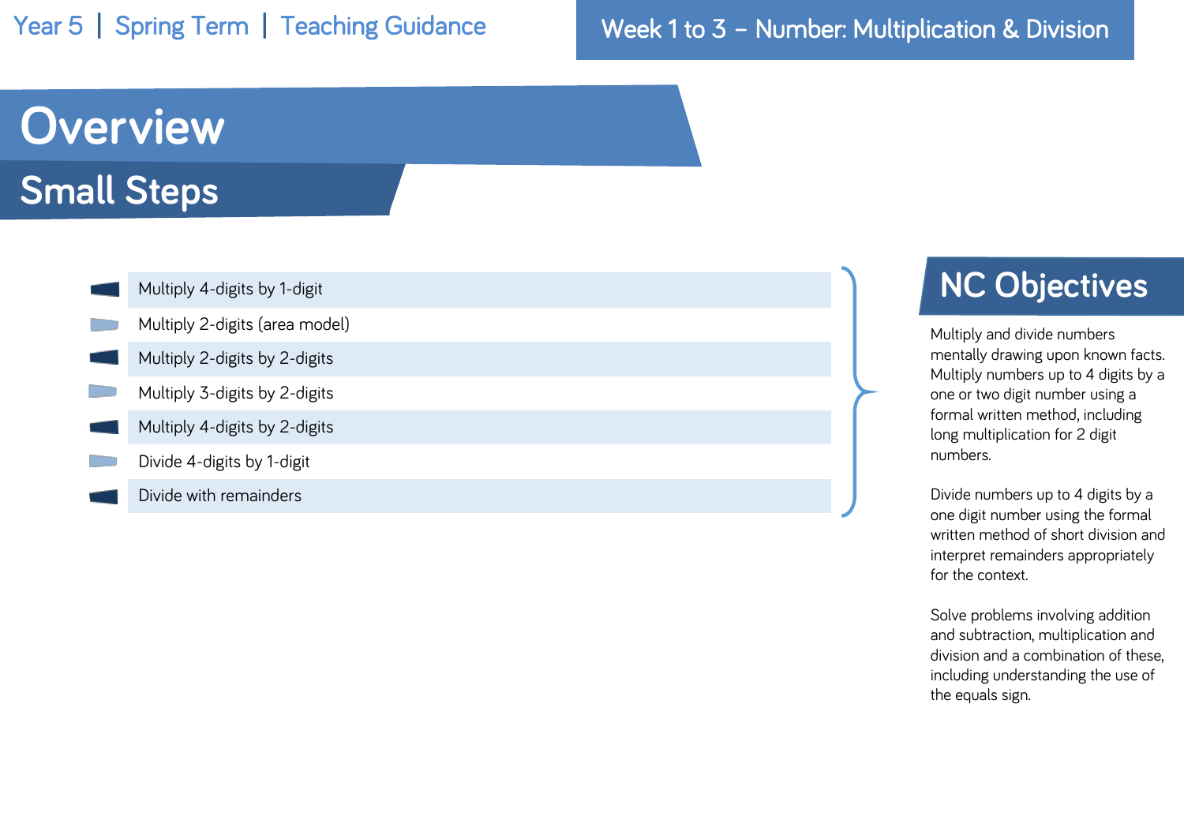Year 5 | Spring Term | Teaching Guidance

Week 1 to 3 – Number: Multiplication & Division

# Overview

## Small Steps

- Multiply 4-digits by 1-digit
- Multiply 2-digits (area model)
- Multiply 2-digits by 2-digits
- Multiply 3-digits by 2-digits
- Multiply 4-digits by 2-digits
- Divide 4-digits by 1-digit
- Divide with remainders

## NC Objectives

Multiply and divide numbers mentally drawing upon known facts. Multiply numbers up to 4 digits by a one or two digit number using a formal written method, including long multiplication for 2 digit numbers.

Divide numbers up to 4 digits by a one digit number using the formal written method of short division and interpret remainders appropriately for the context.

Solve problems involving addition and subtraction, multiplication and division and a combination of these, including understanding the use of the equals sign.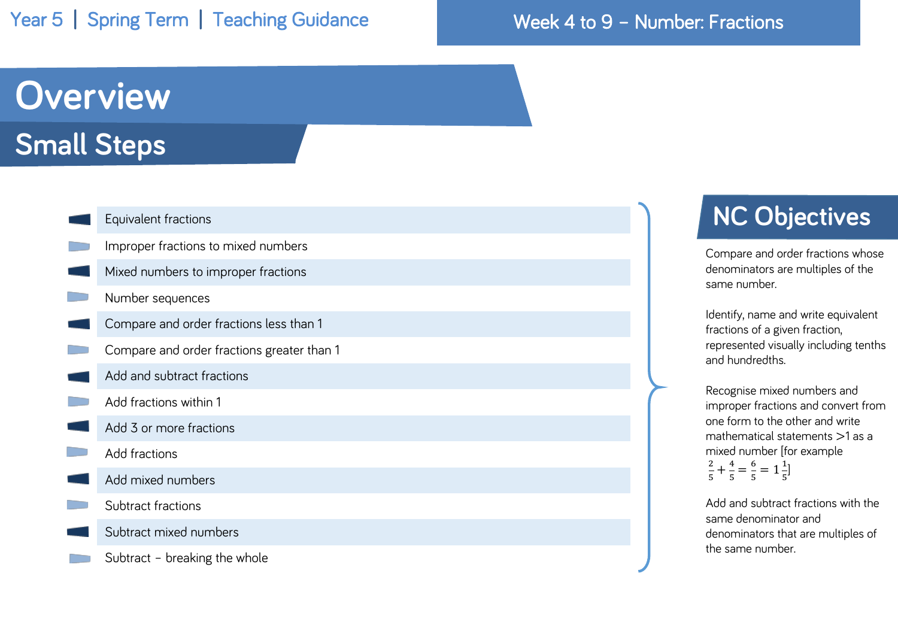Year 5 | Spring Term | Teaching Guidance

Week 4 to 9 – Number: Fractions

# Overview

## Small Steps

- Equivalent fractions
- Improper fractions to mixed numbers
- Mixed numbers to improper fractions
- Number sequences
- Compare and order fractions less than 1
- Compare and order fractions greater than 1
- Add and subtract fractions
- Add fractions within 1
- Add 3 or more fractions
- Add fractions
- Add mixed numbers
- Subtract fractions
- Subtract mixed numbers
- Subtract – breaking the whole

## NC Objectives

Compare and order fractions whose denominators are multiples of the same number.

Identify, name and write equivalent fractions of a given fraction, represented visually including tenths and hundredths.

Recognise mixed numbers and improper fractions and convert from one form to the other and write mathematical statements >1 as a mixed number [for example $\frac{2}{5} + \frac{4}{5} = \frac{6}{5} = 1\frac{1}{5}$]

Add and subtract fractions with the same denominator and denominators that are multiples of the same number.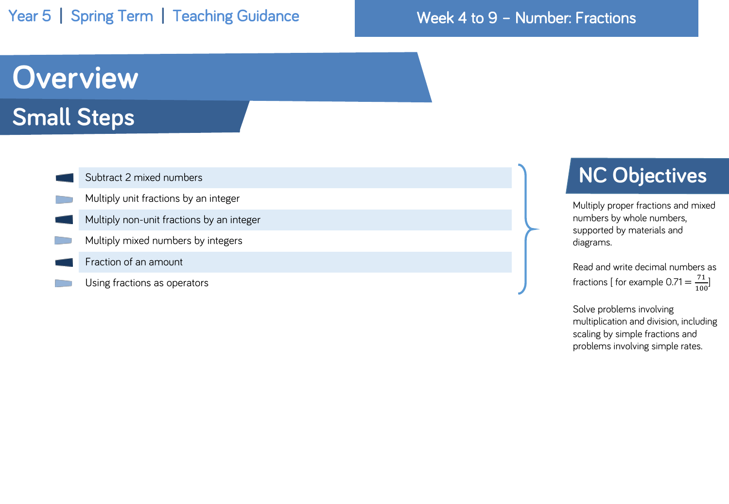Year 5 | Spring Term | Teaching Guidance

Week 4 to 9 – Number: Fractions

# Overview

## Small Steps

- Subtract 2 mixed numbers
- Multiply unit fractions by an integer
- Multiply non-unit fractions by an integer
- Multiply mixed numbers by integers
- Fraction of an amount
- Using fractions as operators

## NC Objectives

Multiply proper fractions and mixed numbers by whole numbers, supported by materials and diagrams.

Read and write decimal numbers as fractions [ for example $0.71 = \frac{71}{100}$]

Solve problems involving multiplication and division, including scaling by simple fractions and problems involving simple rates.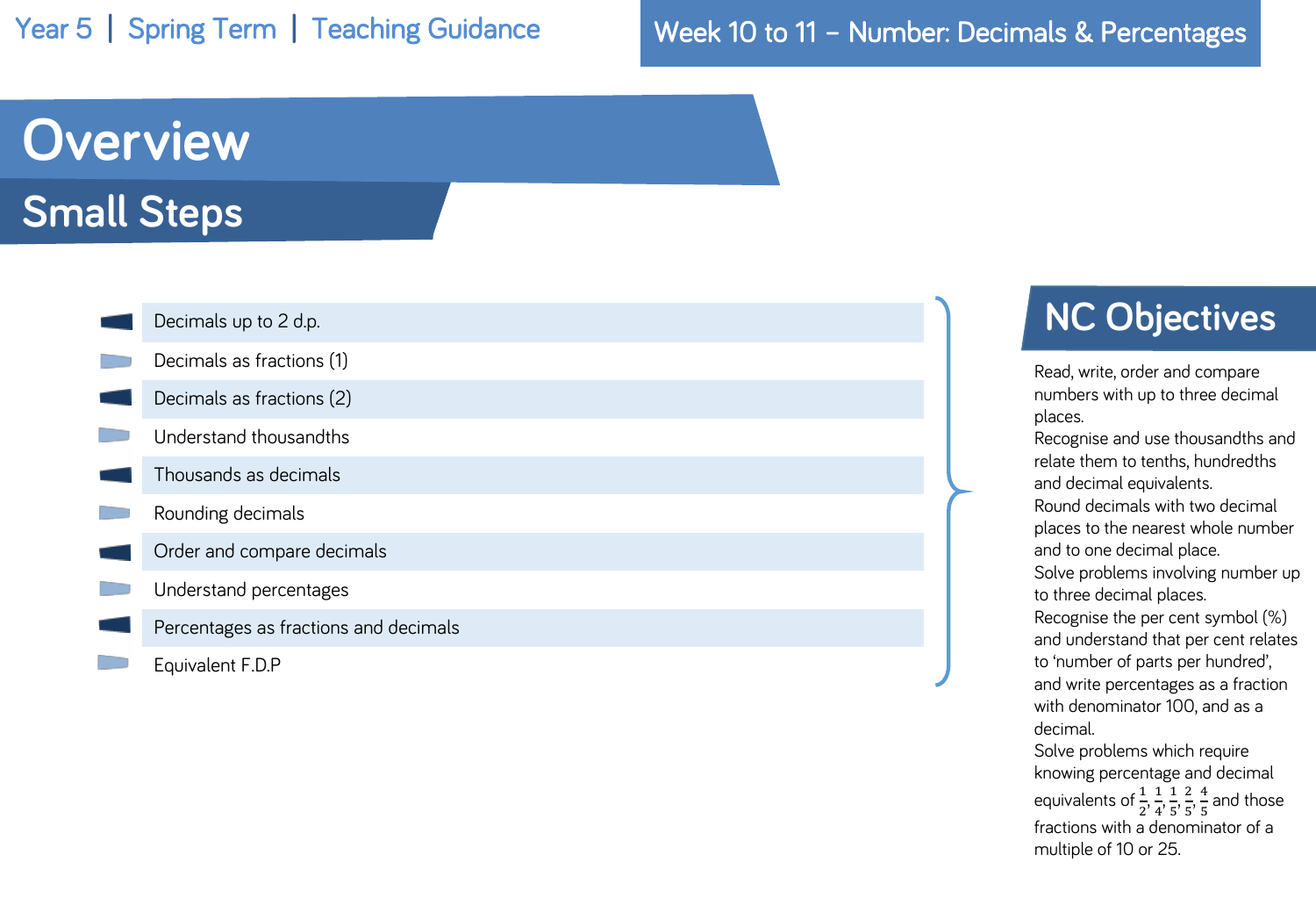Year 5 | Spring Term | Teaching Guidance

Week 10 to 11 – Number: Decimals & Percentages

# Overview

## Small Steps

- Decimals up to 2 d.p.
- Decimals as fractions (1)
- Decimals as fractions (2)
- Understand thousandths
- Thousands as decimals
- Rounding decimals
- Order and compare decimals
- Understand percentages
- Percentages as fractions and decimals
- Equivalent F.D.P

## NC Objectives

Read, write, order and compare numbers with up to three decimal places.

Recognise and use thousandths and relate them to tenths, hundredths and decimal equivalents.

Round decimals with two decimal places to the nearest whole number and to one decimal place.

Solve problems involving number up to three decimal places.

Recognise the per cent symbol (%) and understand that per cent relates to 'number of parts per hundred', and write percentages as a fraction with denominator 100, and as a decimal.

Solve problems which require knowing percentage and decimal equivalents of $\frac{1}{2}, \frac{1}{4}, \frac{1}{5}, \frac{2}{5}, \frac{4}{5}$ and those fractions with a denominator of a multiple of 10 or 25.